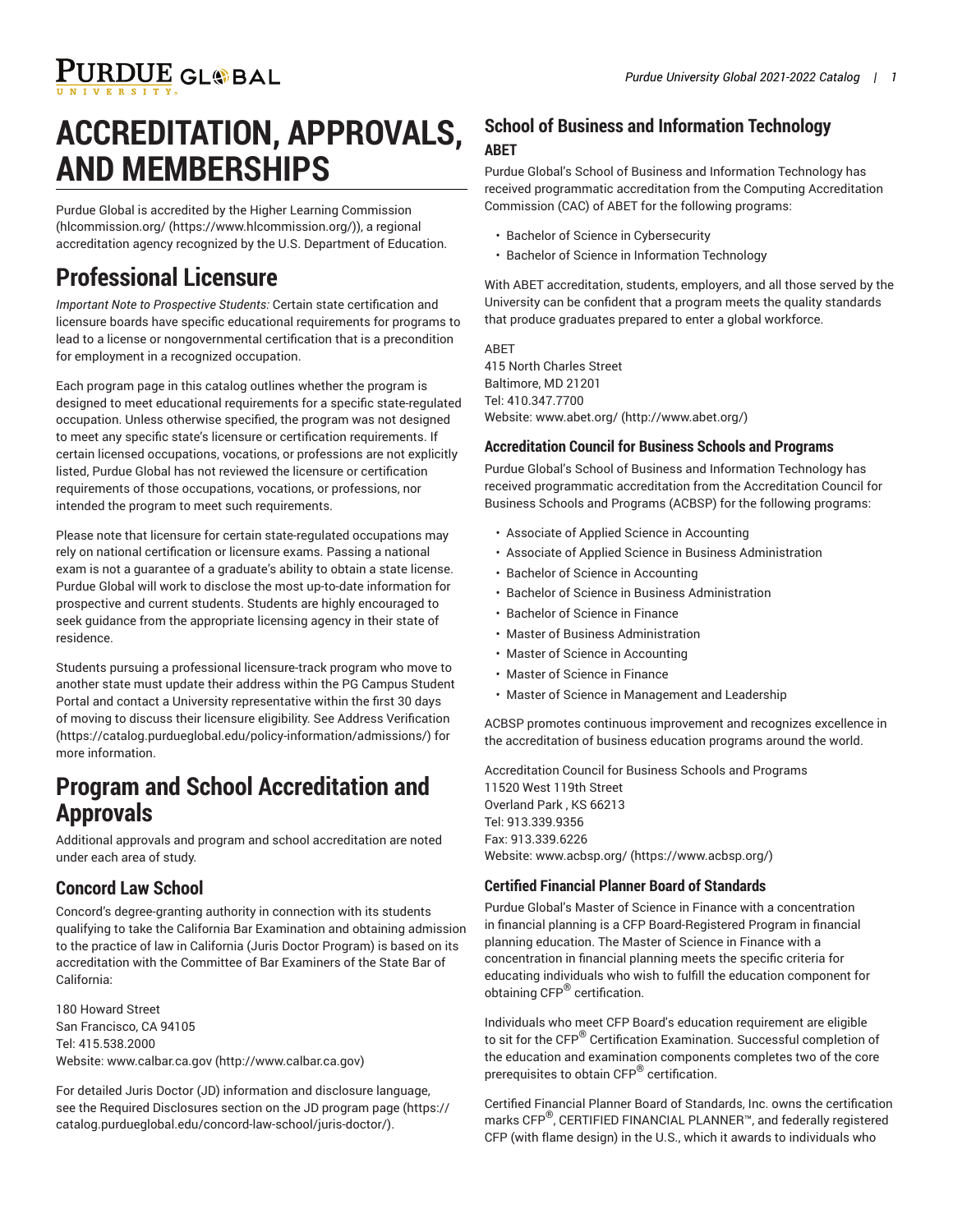# ACCREDITATION, APPROVALS, AND MEMBERSHIPS

Purdue Global is accredited by the Higher Learning Commission (hlcommission.org/ (https://www.hlcommission.org/)), a regional accreditation agency recognized by the U.S. Department of Education.

# Professional Licensure

*Important Note to Prospective Students:* Certain state certification and licensure boards have specific educational requirements for programs to lead to a license or nongovernmental certification that is a precondition for employment in a recognized occupation.

Each program page in this catalog outlines whether the program is designed to meet educational requirements for a specific state-regulated occupation. Unless otherwise specified, the program was not designed to meet any specific state's licensure or certification requirements. If certain licensed occupations, vocations, or professions are not explicitly listed, Purdue Global has not reviewed the licensure or certification requirements of those occupations, vocations, or professions, nor intended the program to meet such requirements.

Please note that licensure for certain state-regulated occupations may rely on national certification or licensure exams. Passing a national exam is not a guarantee of a graduate's ability to obtain a state license. Purdue Global will work to disclose the most up-to-date information for prospective and current students. Students are highly encouraged to seek guidance from the appropriate licensing agency in their state of residence.

Students pursuing a professional licensure-track program who move to another state must update their address within the PG Campus Student Portal and contact a University representative within the first 30 days of moving to discuss their licensure eligibility. See Address Verification (https://catalog.purdueglobal.edu/policy-information/admissions/) for more information.

# Program and School Accreditation and Approvals

Additional approvals and program and school accreditation are noted under each area of study.

## Concord Law School

Concord's degree-granting authority in connection with its students qualifying to take the California Bar Examination and obtaining admission to the practice of law in California (Juris Doctor Program) is based on its accreditation with the Committee of Bar Examiners of the State Bar of California:

180 Howard Street
San Francisco, CA 94105
Tel: 415.538.2000
Website: www.calbar.ca.gov (http://www.calbar.ca.gov)

For detailed Juris Doctor (JD) information and disclosure language, see the Required Disclosures section on the JD program page (https://catalog.purdueglobal.edu/concord-law-school/juris-doctor/).

## School of Business and Information Technology

### ABET

Purdue Global's School of Business and Information Technology has received programmatic accreditation from the Computing Accreditation Commission (CAC) of ABET for the following programs:

- Bachelor of Science in Cybersecurity
- Bachelor of Science in Information Technology

With ABET accreditation, students, employers, and all those served by the University can be confident that a program meets the quality standards that produce graduates prepared to enter a global workforce.

ABET
415 North Charles Street
Baltimore, MD 21201
Tel: 410.347.7700
Website: www.abet.org/ (http://www.abet.org/)

### Accreditation Council for Business Schools and Programs

Purdue Global's School of Business and Information Technology has received programmatic accreditation from the Accreditation Council for Business Schools and Programs (ACBSP) for the following programs:

- Associate of Applied Science in Accounting
- Associate of Applied Science in Business Administration
- Bachelor of Science in Accounting
- Bachelor of Science in Business Administration
- Bachelor of Science in Finance
- Master of Business Administration
- Master of Science in Accounting
- Master of Science in Finance
- Master of Science in Management and Leadership

ACBSP promotes continuous improvement and recognizes excellence in the accreditation of business education programs around the world.

Accreditation Council for Business Schools and Programs
11520 West 119th Street
Overland Park , KS 66213
Tel: 913.339.9356
Fax: 913.339.6226
Website: www.acbsp.org/ (https://www.acbsp.org/)

### Certified Financial Planner Board of Standards

Purdue Global's Master of Science in Finance with a concentration in financial planning is a CFP Board-Registered Program in financial planning education. The Master of Science in Finance with a concentration in financial planning meets the specific criteria for educating individuals who wish to fulfill the education component for obtaining CFP® certification.

Individuals who meet CFP Board's education requirement are eligible to sit for the CFP® Certification Examination. Successful completion of the education and examination components completes two of the core prerequisites to obtain CFP® certification.

Certified Financial Planner Board of Standards, Inc. owns the certification marks CFP®, CERTIFIED FINANCIAL PLANNER™, and federally registered CFP (with flame design) in the U.S., which it awards to individuals who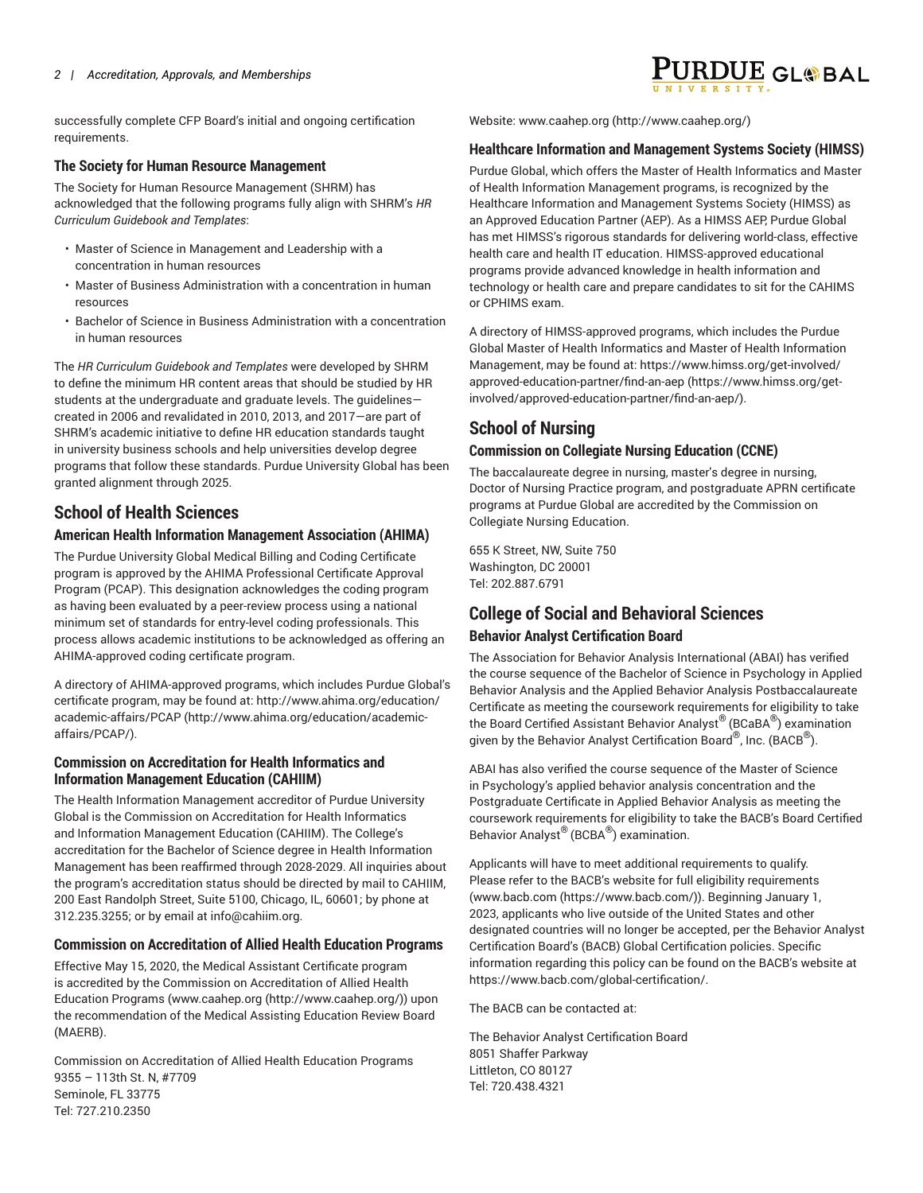successfully complete CFP Board's initial and ongoing certification requirements.

### The Society for Human Resource Management

The Society for Human Resource Management (SHRM) has acknowledged that the following programs fully align with SHRM's *HR Curriculum Guidebook and Templates*:

- Master of Science in Management and Leadership with a concentration in human resources
- Master of Business Administration with a concentration in human resources
- Bachelor of Science in Business Administration with a concentration in human resources

The *HR Curriculum Guidebook and Templates* were developed by SHRM to define the minimum HR content areas that should be studied by HR students at the undergraduate and graduate levels. The guidelines—created in 2006 and revalidated in 2010, 2013, and 2017—are part of SHRM's academic initiative to define HR education standards taught in university business schools and help universities develop degree programs that follow these standards. Purdue University Global has been granted alignment through 2025.

## School of Health Sciences

### American Health Information Management Association (AHIMA)

The Purdue University Global Medical Billing and Coding Certificate program is approved by the AHIMA Professional Certificate Approval Program (PCAP). This designation acknowledges the coding program as having been evaluated by a peer-review process using a national minimum set of standards for entry-level coding professionals. This process allows academic institutions to be acknowledged as offering an AHIMA-approved coding certificate program.

A directory of AHIMA-approved programs, which includes Purdue Global's certificate program, may be found at: http://www.ahima.org/education/academic-affairs/PCAP (http://www.ahima.org/education/academic-affairs/PCAP/).

### Commission on Accreditation for Health Informatics and Information Management Education (CAHIIM)

The Health Information Management accreditor of Purdue University Global is the Commission on Accreditation for Health Informatics and Information Management Education (CAHIIM). The College's accreditation for the Bachelor of Science degree in Health Information Management has been reaffirmed through 2028-2029. All inquiries about the program's accreditation status should be directed by mail to CAHIIM, 200 East Randolph Street, Suite 5100, Chicago, IL, 60601; by phone at 312.235.3255; or by email at info@cahiim.org.

### Commission on Accreditation of Allied Health Education Programs

Effective May 15, 2020, the Medical Assistant Certificate program is accredited by the Commission on Accreditation of Allied Health Education Programs (www.caahep.org (http://www.caahep.org/)) upon the recommendation of the Medical Assisting Education Review Board (MAERB).

Commission on Accreditation of Allied Health Education Programs
9355 – 113th St. N, #7709
Seminole, FL 33775
Tel: 727.210.2350
Website: www.caahep.org (http://www.caahep.org/)

### Healthcare Information and Management Systems Society (HIMSS)

Purdue Global, which offers the Master of Health Informatics and Master of Health Information Management programs, is recognized by the Healthcare Information and Management Systems Society (HIMSS) as an Approved Education Partner (AEP). As a HIMSS AEP, Purdue Global has met HIMSS's rigorous standards for delivering world-class, effective health care and health IT education. HIMSS-approved educational programs provide advanced knowledge in health information and technology or health care and prepare candidates to sit for the CAHIMS or CPHIMS exam.

A directory of HIMSS-approved programs, which includes the Purdue Global Master of Health Informatics and Master of Health Information Management, may be found at: https://www.himss.org/get-involved/approved-education-partner/find-an-aep (https://www.himss.org/get-involved/approved-education-partner/find-an-aep/).

## School of Nursing

### Commission on Collegiate Nursing Education (CCNE)

The baccalaureate degree in nursing, master's degree in nursing, Doctor of Nursing Practice program, and postgraduate APRN certificate programs at Purdue Global are accredited by the Commission on Collegiate Nursing Education.

655 K Street, NW, Suite 750
Washington, DC 20001
Tel: 202.887.6791

## College of Social and Behavioral Sciences

### Behavior Analyst Certification Board

The Association for Behavior Analysis International (ABAI) has verified the course sequence of the Bachelor of Science in Psychology in Applied Behavior Analysis and the Applied Behavior Analysis Postbaccalaureate Certificate as meeting the coursework requirements for eligibility to take the Board Certified Assistant Behavior Analyst® (BCaBA®) examination given by the Behavior Analyst Certification Board®, Inc. (BACB®).

ABAI has also verified the course sequence of the Master of Science in Psychology's applied behavior analysis concentration and the Postgraduate Certificate in Applied Behavior Analysis as meeting the coursework requirements for eligibility to take the BACB's Board Certified Behavior Analyst® (BCBA®) examination.

Applicants will have to meet additional requirements to qualify. Please refer to the BACB's website for full eligibility requirements (www.bacb.com (https://www.bacb.com/)). Beginning January 1, 2023, applicants who live outside of the United States and other designated countries will no longer be accepted, per the Behavior Analyst Certification Board's (BACB) Global Certification policies. Specific information regarding this policy can be found on the BACB's website at https://www.bacb.com/global-certification/.

The BACB can be contacted at:

The Behavior Analyst Certification Board
8051 Shaffer Parkway
Littleton, CO 80127
Tel: 720.438.4321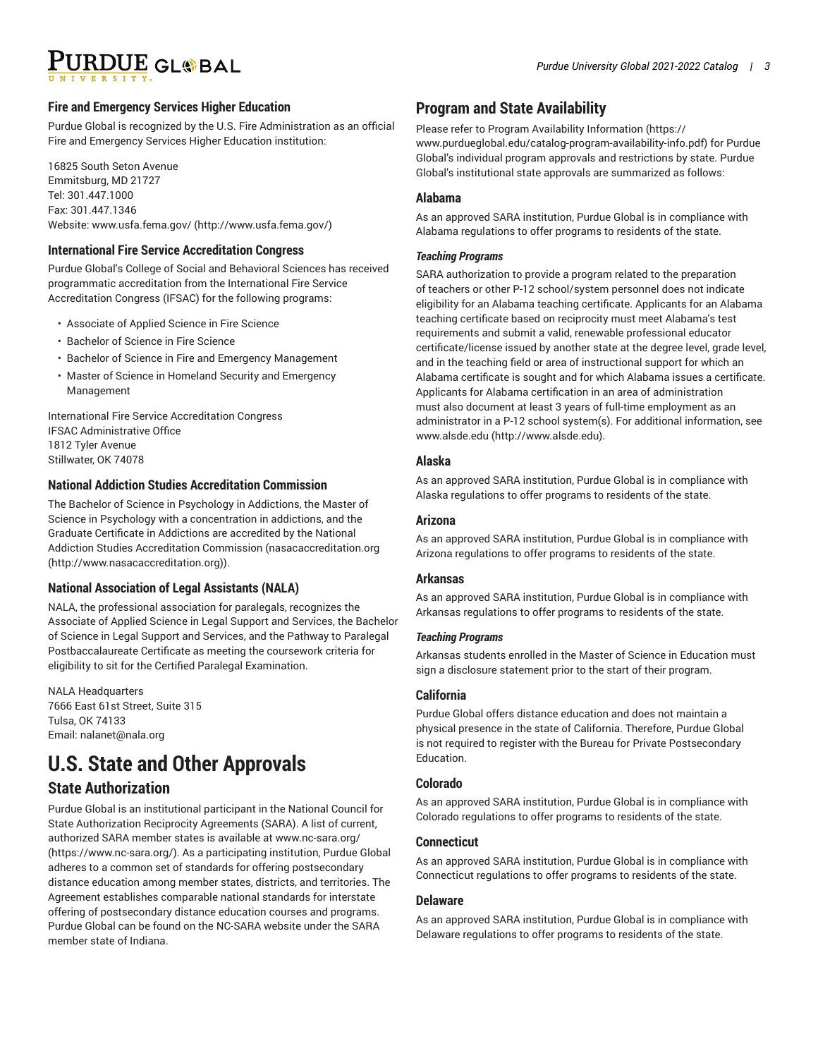### Fire and Emergency Services Higher Education

Purdue Global is recognized by the U.S. Fire Administration as an official Fire and Emergency Services Higher Education institution:

16825 South Seton Avenue
Emmitsburg, MD 21727
Tel: 301.447.1000
Fax: 301.447.1346
Website: www.usfa.fema.gov/ (http://www.usfa.fema.gov/)

### International Fire Service Accreditation Congress

Purdue Global's College of Social and Behavioral Sciences has received programmatic accreditation from the International Fire Service Accreditation Congress (IFSAC) for the following programs:

- Associate of Applied Science in Fire Science
- Bachelor of Science in Fire Science
- Bachelor of Science in Fire and Emergency Management
- Master of Science in Homeland Security and Emergency Management

International Fire Service Accreditation Congress
IFSAC Administrative Office
1812 Tyler Avenue
Stillwater, OK 74078

### National Addiction Studies Accreditation Commission

The Bachelor of Science in Psychology in Addictions, the Master of Science in Psychology with a concentration in addictions, and the Graduate Certificate in Addictions are accredited by the National Addiction Studies Accreditation Commission (nasacaccreditation.org (http://www.nasacaccreditation.org)).

### National Association of Legal Assistants (NALA)

NALA, the professional association for paralegals, recognizes the Associate of Applied Science in Legal Support and Services, the Bachelor of Science in Legal Support and Services, and the Pathway to Paralegal Postbaccalaureate Certificate as meeting the coursework criteria for eligibility to sit for the Certified Paralegal Examination.

NALA Headquarters
7666 East 61st Street, Suite 315
Tulsa, OK 74133
Email: nalanet@nala.org

# U.S. State and Other Approvals

## State Authorization

Purdue Global is an institutional participant in the National Council for State Authorization Reciprocity Agreements (SARA). A list of current, authorized SARA member states is available at www.nc-sara.org/ (https://www.nc-sara.org/). As a participating institution, Purdue Global adheres to a common set of standards for offering postsecondary distance education among member states, districts, and territories. The Agreement establishes comparable national standards for interstate offering of postsecondary distance education courses and programs. Purdue Global can be found on the NC-SARA website under the SARA member state of Indiana.

## Program and State Availability

Please refer to Program Availability Information (https://www.purdueglobal.edu/catalog-program-availability-info.pdf) for Purdue Global's individual program approvals and restrictions by state. Purdue Global's institutional state approvals are summarized as follows:

### Alabama

As an approved SARA institution, Purdue Global is in compliance with Alabama regulations to offer programs to residents of the state.

#### *Teaching Programs*

SARA authorization to provide a program related to the preparation of teachers or other P-12 school/system personnel does not indicate eligibility for an Alabama teaching certificate. Applicants for an Alabama teaching certificate based on reciprocity must meet Alabama's test requirements and submit a valid, renewable professional educator certificate/license issued by another state at the degree level, grade level, and in the teaching field or area of instructional support for which an Alabama certificate is sought and for which Alabama issues a certificate. Applicants for Alabama certification in an area of administration must also document at least 3 years of full-time employment as an administrator in a P-12 school system(s). For additional information, see www.alsde.edu (http://www.alsde.edu).

### Alaska

As an approved SARA institution, Purdue Global is in compliance with Alaska regulations to offer programs to residents of the state.

### Arizona

As an approved SARA institution, Purdue Global is in compliance with Arizona regulations to offer programs to residents of the state.

### Arkansas

As an approved SARA institution, Purdue Global is in compliance with Arkansas regulations to offer programs to residents of the state.

#### *Teaching Programs*

Arkansas students enrolled in the Master of Science in Education must sign a disclosure statement prior to the start of their program.

### California

Purdue Global offers distance education and does not maintain a physical presence in the state of California. Therefore, Purdue Global is not required to register with the Bureau for Private Postsecondary Education.

### Colorado

As an approved SARA institution, Purdue Global is in compliance with Colorado regulations to offer programs to residents of the state.

### Connecticut

As an approved SARA institution, Purdue Global is in compliance with Connecticut regulations to offer programs to residents of the state.

### Delaware

As an approved SARA institution, Purdue Global is in compliance with Delaware regulations to offer programs to residents of the state.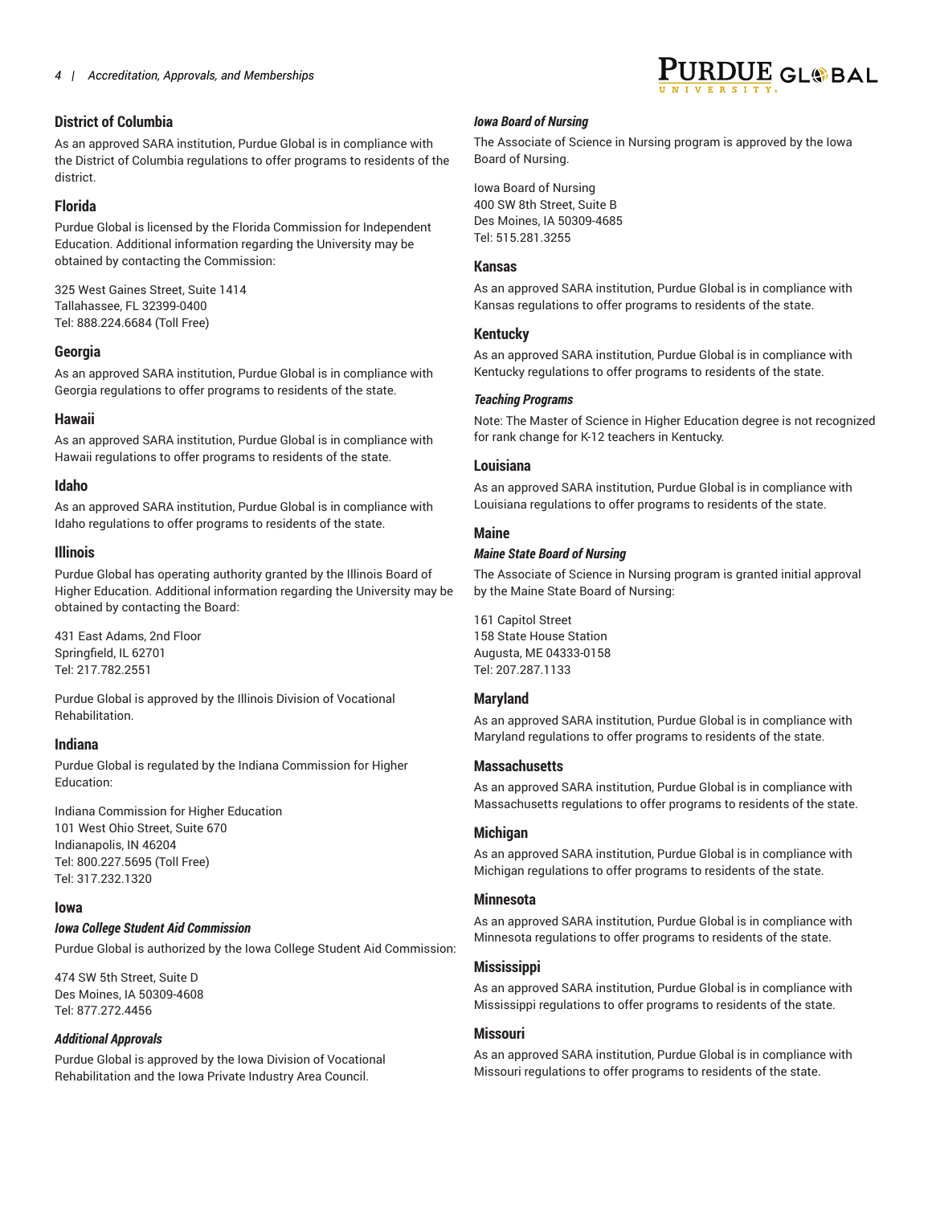## District of Columbia

As an approved SARA institution, Purdue Global is in compliance with the District of Columbia regulations to offer programs to residents of the district.

## Florida

Purdue Global is licensed by the Florida Commission for Independent Education. Additional information regarding the University may be obtained by contacting the Commission:

325 West Gaines Street, Suite 1414
Tallahassee, FL 32399-0400
Tel: 888.224.6684 (Toll Free)

## Georgia

As an approved SARA institution, Purdue Global is in compliance with Georgia regulations to offer programs to residents of the state.

## Hawaii

As an approved SARA institution, Purdue Global is in compliance with Hawaii regulations to offer programs to residents of the state.

## Idaho

As an approved SARA institution, Purdue Global is in compliance with Idaho regulations to offer programs to residents of the state.

## Illinois

Purdue Global has operating authority granted by the Illinois Board of Higher Education. Additional information regarding the University may be obtained by contacting the Board:

431 East Adams, 2nd Floor
Springfield, IL 62701
Tel: 217.782.2551

Purdue Global is approved by the Illinois Division of Vocational Rehabilitation.

## Indiana

Purdue Global is regulated by the Indiana Commission for Higher Education:

Indiana Commission for Higher Education
101 West Ohio Street, Suite 670
Indianapolis, IN 46204
Tel: 800.227.5695 (Toll Free)
Tel: 317.232.1320

## Iowa

### *Iowa College Student Aid Commission*

Purdue Global is authorized by the Iowa College Student Aid Commission:

474 SW 5th Street, Suite D
Des Moines, IA 50309-4608
Tel: 877.272.4456

### *Additional Approvals*

Purdue Global is approved by the Iowa Division of Vocational Rehabilitation and the Iowa Private Industry Area Council.

### *Iowa Board of Nursing*

The Associate of Science in Nursing program is approved by the Iowa Board of Nursing.

Iowa Board of Nursing
400 SW 8th Street, Suite B
Des Moines, IA 50309-4685
Tel: 515.281.3255

## Kansas

As an approved SARA institution, Purdue Global is in compliance with Kansas regulations to offer programs to residents of the state.

## Kentucky

As an approved SARA institution, Purdue Global is in compliance with Kentucky regulations to offer programs to residents of the state.

### *Teaching Programs*

Note: The Master of Science in Higher Education degree is not recognized for rank change for K-12 teachers in Kentucky.

## Louisiana

As an approved SARA institution, Purdue Global is in compliance with Louisiana regulations to offer programs to residents of the state.

## Maine

### *Maine State Board of Nursing*

The Associate of Science in Nursing program is granted initial approval by the Maine State Board of Nursing:

161 Capitol Street
158 State House Station
Augusta, ME 04333-0158
Tel: 207.287.1133

## Maryland

As an approved SARA institution, Purdue Global is in compliance with Maryland regulations to offer programs to residents of the state.

## Massachusetts

As an approved SARA institution, Purdue Global is in compliance with Massachusetts regulations to offer programs to residents of the state.

## Michigan

As an approved SARA institution, Purdue Global is in compliance with Michigan regulations to offer programs to residents of the state.

## Minnesota

As an approved SARA institution, Purdue Global is in compliance with Minnesota regulations to offer programs to residents of the state.

## Mississippi

As an approved SARA institution, Purdue Global is in compliance with Mississippi regulations to offer programs to residents of the state.

## Missouri

As an approved SARA institution, Purdue Global is in compliance with Missouri regulations to offer programs to residents of the state.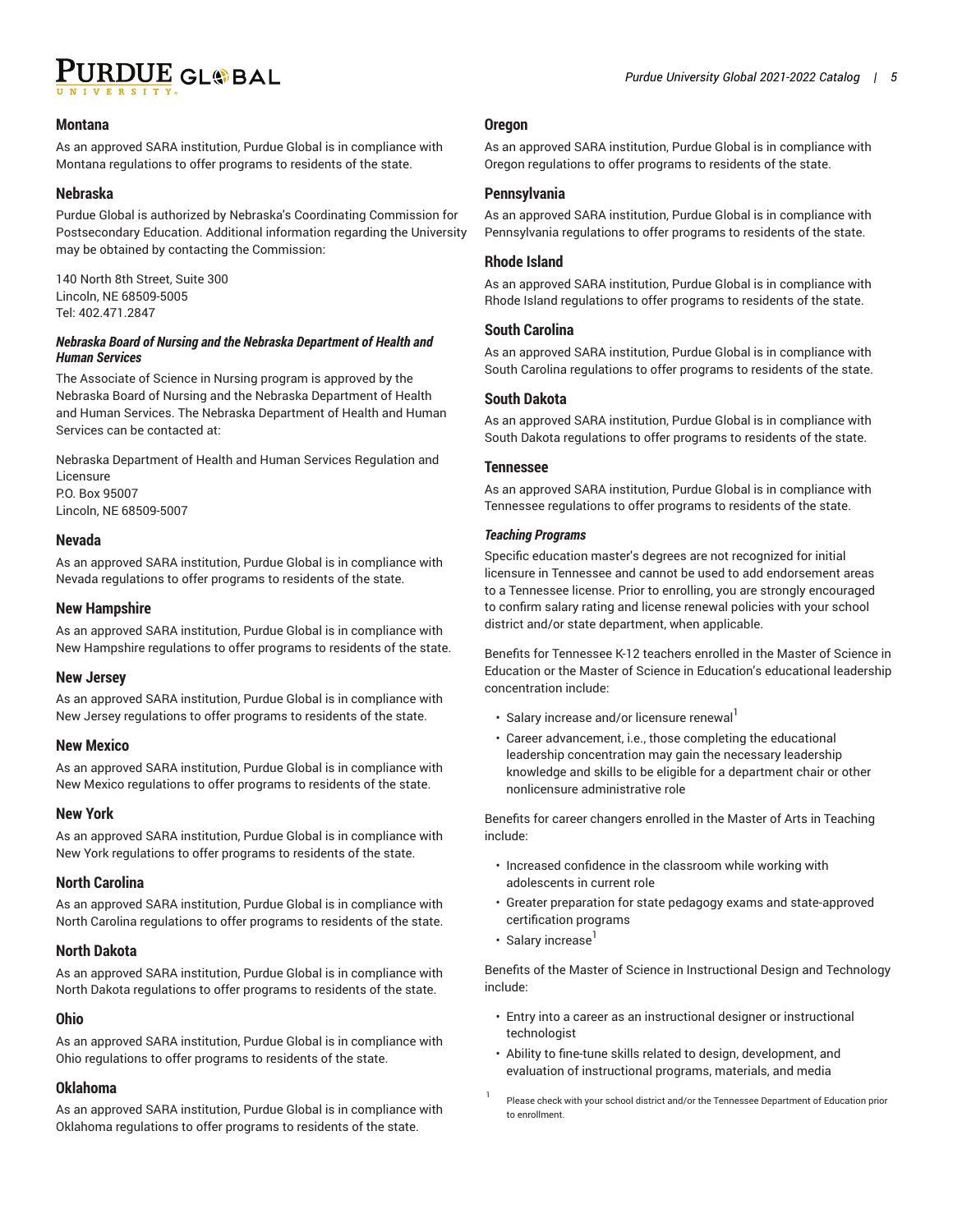### Montana

As an approved SARA institution, Purdue Global is in compliance with Montana regulations to offer programs to residents of the state.

### Nebraska

Purdue Global is authorized by Nebraska's Coordinating Commission for Postsecondary Education. Additional information regarding the University may be obtained by contacting the Commission:

140 North 8th Street, Suite 300
Lincoln, NE 68509-5005
Tel: 402.471.2847

#### *Nebraska Board of Nursing and the Nebraska Department of Health and Human Services*

The Associate of Science in Nursing program is approved by the Nebraska Board of Nursing and the Nebraska Department of Health and Human Services. The Nebraska Department of Health and Human Services can be contacted at:

Nebraska Department of Health and Human Services Regulation and Licensure
P.O. Box 95007
Lincoln, NE 68509-5007

### Nevada

As an approved SARA institution, Purdue Global is in compliance with Nevada regulations to offer programs to residents of the state.

### New Hampshire

As an approved SARA institution, Purdue Global is in compliance with New Hampshire regulations to offer programs to residents of the state.

### New Jersey

As an approved SARA institution, Purdue Global is in compliance with New Jersey regulations to offer programs to residents of the state.

### New Mexico

As an approved SARA institution, Purdue Global is in compliance with New Mexico regulations to offer programs to residents of the state.

### New York

As an approved SARA institution, Purdue Global is in compliance with New York regulations to offer programs to residents of the state.

### North Carolina

As an approved SARA institution, Purdue Global is in compliance with North Carolina regulations to offer programs to residents of the state.

### North Dakota

As an approved SARA institution, Purdue Global is in compliance with North Dakota regulations to offer programs to residents of the state.

### Ohio

As an approved SARA institution, Purdue Global is in compliance with Ohio regulations to offer programs to residents of the state.

### Oklahoma

As an approved SARA institution, Purdue Global is in compliance with Oklahoma regulations to offer programs to residents of the state.

### Oregon

As an approved SARA institution, Purdue Global is in compliance with Oregon regulations to offer programs to residents of the state.

### Pennsylvania

As an approved SARA institution, Purdue Global is in compliance with Pennsylvania regulations to offer programs to residents of the state.

### Rhode Island

As an approved SARA institution, Purdue Global is in compliance with Rhode Island regulations to offer programs to residents of the state.

### South Carolina

As an approved SARA institution, Purdue Global is in compliance with South Carolina regulations to offer programs to residents of the state.

### South Dakota

As an approved SARA institution, Purdue Global is in compliance with South Dakota regulations to offer programs to residents of the state.

### Tennessee

As an approved SARA institution, Purdue Global is in compliance with Tennessee regulations to offer programs to residents of the state.

#### *Teaching Programs*

Specific education master's degrees are not recognized for initial licensure in Tennessee and cannot be used to add endorsement areas to a Tennessee license. Prior to enrolling, you are strongly encouraged to confirm salary rating and license renewal policies with your school district and/or state department, when applicable.

Benefits for Tennessee K-12 teachers enrolled in the Master of Science in Education or the Master of Science in Education's educational leadership concentration include:

- Salary increase and/or licensure renewal[1]
- Career advancement, i.e., those completing the educational leadership concentration may gain the necessary leadership knowledge and skills to be eligible for a department chair or other nonlicensure administrative role

Benefits for career changers enrolled in the Master of Arts in Teaching include:

- Increased confidence in the classroom while working with adolescents in current role
- Greater preparation for state pedagogy exams and state-approved certification programs
- Salary increase[1]

Benefits of the Master of Science in Instructional Design and Technology include:

- Entry into a career as an instructional designer or instructional technologist
- Ability to fine-tune skills related to design, development, and evaluation of instructional programs, materials, and media

[1] Please check with your school district and/or the Tennessee Department of Education prior to enrollment.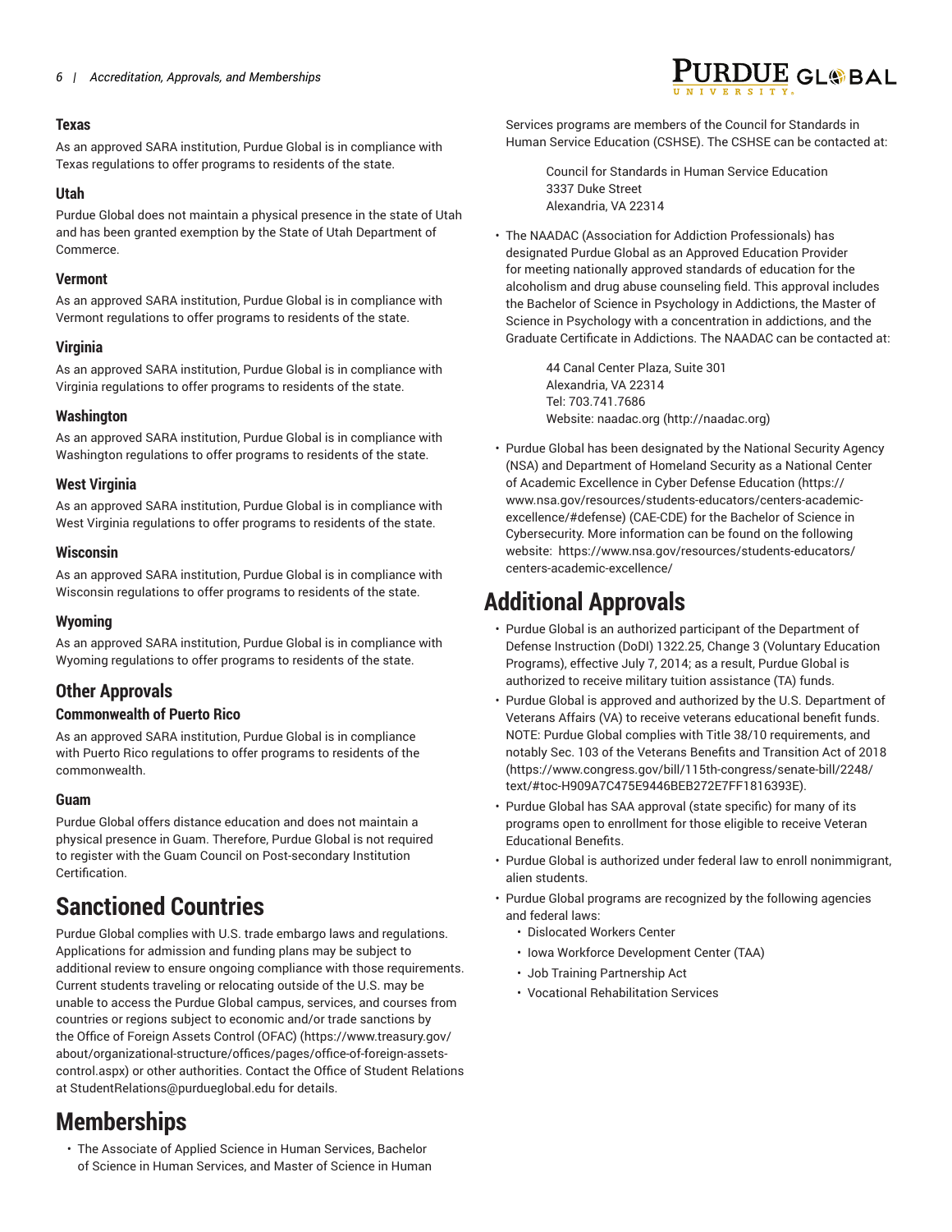### Texas

As an approved SARA institution, Purdue Global is in compliance with Texas regulations to offer programs to residents of the state.

### Utah

Purdue Global does not maintain a physical presence in the state of Utah and has been granted exemption by the State of Utah Department of Commerce.

### Vermont

As an approved SARA institution, Purdue Global is in compliance with Vermont regulations to offer programs to residents of the state.

### Virginia

As an approved SARA institution, Purdue Global is in compliance with Virginia regulations to offer programs to residents of the state.

### Washington

As an approved SARA institution, Purdue Global is in compliance with Washington regulations to offer programs to residents of the state.

### West Virginia

As an approved SARA institution, Purdue Global is in compliance with West Virginia regulations to offer programs to residents of the state.

### Wisconsin

As an approved SARA institution, Purdue Global is in compliance with Wisconsin regulations to offer programs to residents of the state.

### Wyoming

As an approved SARA institution, Purdue Global is in compliance with Wyoming regulations to offer programs to residents of the state.

## Other Approvals

### Commonwealth of Puerto Rico

As an approved SARA institution, Purdue Global is in compliance with Puerto Rico regulations to offer programs to residents of the commonwealth.

### Guam

Purdue Global offers distance education and does not maintain a physical presence in Guam. Therefore, Purdue Global is not required to register with the Guam Council on Post-secondary Institution Certification.

# Sanctioned Countries

Purdue Global complies with U.S. trade embargo laws and regulations. Applications for admission and funding plans may be subject to additional review to ensure ongoing compliance with those requirements. Current students traveling or relocating outside of the U.S. may be unable to access the Purdue Global campus, services, and courses from countries or regions subject to economic and/or trade sanctions by the Office of Foreign Assets Control (OFAC) (https://www.treasury.gov/about/organizational-structure/offices/pages/office-of-foreign-assets-control.aspx) or other authorities. Contact the Office of Student Relations at StudentRelations@purdueglobal.edu for details.

# Memberships

- The Associate of Applied Science in Human Services, Bachelor of Science in Human Services, and Master of Science in Human Services programs are members of the Council for Standards in Human Service Education (CSHSE). The CSHSE can be contacted at:

  Council for Standards in Human Service Education
  3337 Duke Street
  Alexandria, VA 22314

- The NAADAC (Association for Addiction Professionals) has designated Purdue Global as an Approved Education Provider for meeting nationally approved standards of education for the alcoholism and drug abuse counseling field. This approval includes the Bachelor of Science in Psychology in Addictions, the Master of Science in Psychology with a concentration in addictions, and the Graduate Certificate in Addictions. The NAADAC can be contacted at:

  44 Canal Center Plaza, Suite 301
  Alexandria, VA 22314
  Tel: 703.741.7686
  Website: naadac.org (http://naadac.org)

- Purdue Global has been designated by the National Security Agency (NSA) and Department of Homeland Security as a National Center of Academic Excellence in Cyber Defense Education (https://www.nsa.gov/resources/students-educators/centers-academic-excellence/#defense) (CAE-CDE) for the Bachelor of Science in Cybersecurity. More information can be found on the following website: https://www.nsa.gov/resources/students-educators/centers-academic-excellence/

# Additional Approvals

- Purdue Global is an authorized participant of the Department of Defense Instruction (DoDI) 1322.25, Change 3 (Voluntary Education Programs), effective July 7, 2014; as a result, Purdue Global is authorized to receive military tuition assistance (TA) funds.
- Purdue Global is approved and authorized by the U.S. Department of Veterans Affairs (VA) to receive veterans educational benefit funds. NOTE: Purdue Global complies with Title 38/10 requirements, and notably Sec. 103 of the Veterans Benefits and Transition Act of 2018 (https://www.congress.gov/bill/115th-congress/senate-bill/2248/text/#toc-H909A7C475E9446BEB272E7FF1816393E).
- Purdue Global has SAA approval (state specific) for many of its programs open to enrollment for those eligible to receive Veteran Educational Benefits.
- Purdue Global is authorized under federal law to enroll nonimmigrant, alien students.
- Purdue Global programs are recognized by the following agencies and federal laws:
  - Dislocated Workers Center
  - Iowa Workforce Development Center (TAA)
  - Job Training Partnership Act
  - Vocational Rehabilitation Services